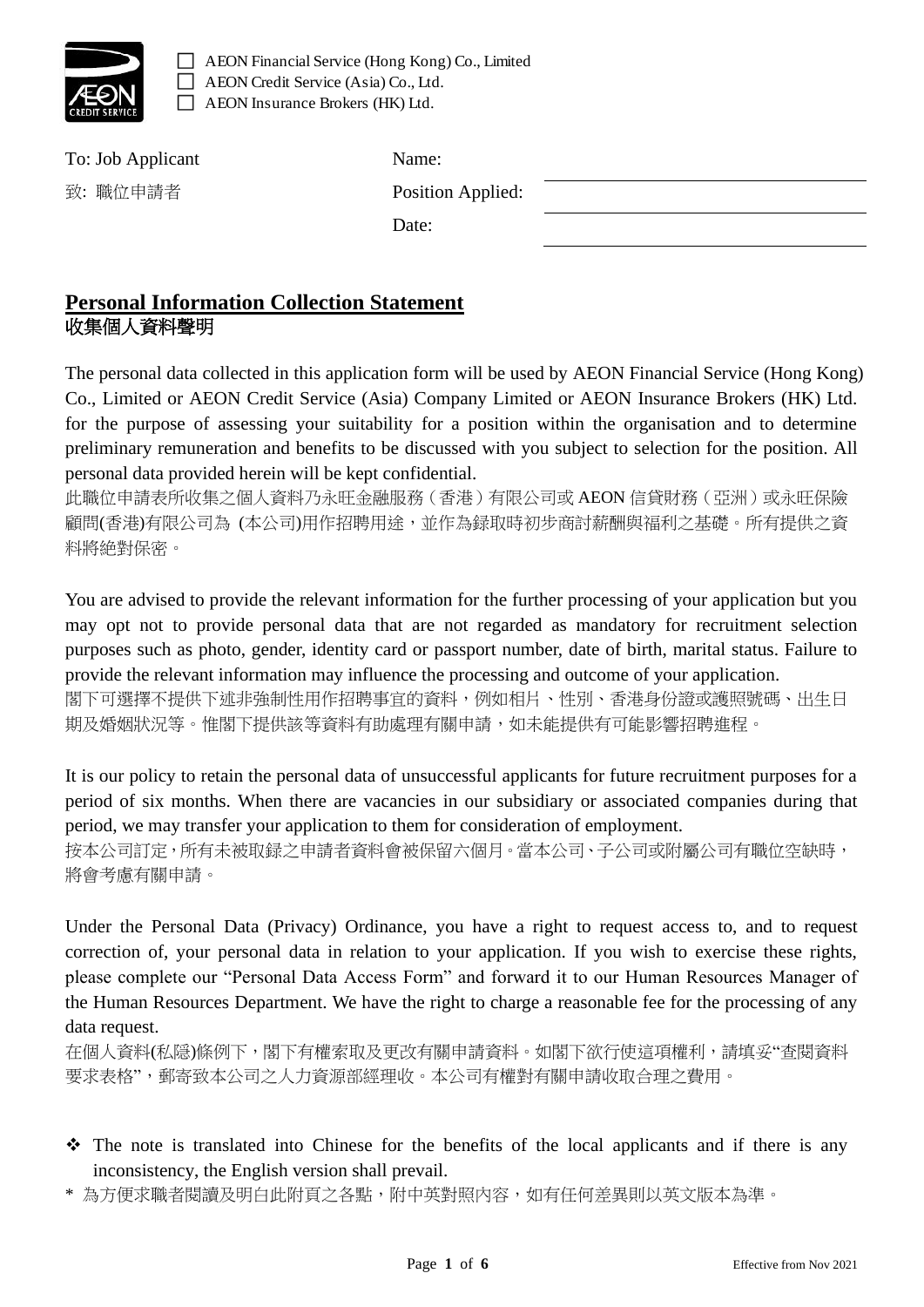- ☐ AEON Financial Service (Hong Kong) Co., Limited
- ☐ AEON Credit Service (Asia) Co., Ltd.
- ☐ AEON Insurance Brokers (HK) Ltd.

To: Job Applicant
致: 職位申請者

Name: ______________________

Position Applied: ______________________

Date: ______________________

## **Personal Information Collection Statement**
## 收集個人資料聲明

The personal data collected in this application form will be used by AEON Financial Service (Hong Kong) Co., Limited or AEON Credit Service (Asia) Company Limited or AEON Insurance Brokers (HK) Ltd. for the purpose of assessing your suitability for a position within the organisation and to determine preliminary remuneration and benefits to be discussed with you subject to selection for the position. All personal data provided herein will be kept confidential.
此職位申請表所收集之個人資料乃永旺金融服務（香港）有限公司或 AEON 信貸財務（亞洲）或永旺保險顧問(香港)有限公司為 (本公司)用作招聘用途，並作為錄取時初步商討薪酬與福利之基礎。所有提供之資料將絕對保密。

You are advised to provide the relevant information for the further processing of your application but you may opt not to provide personal data that are not regarded as mandatory for recruitment selection purposes such as photo, gender, identity card or passport number, date of birth, marital status. Failure to provide the relevant information may influence the processing and outcome of your application.
閣下可選擇不提供下述非強制性用作招聘事宜的資料，例如相片、性別、香港身份證或護照號碼、出生日期及婚姻狀況等。惟閣下提供該等資料有助處理有關申請，如未能提供有可能影響招聘進程。

It is our policy to retain the personal data of unsuccessful applicants for future recruitment purposes for a period of six months. When there are vacancies in our subsidiary or associated companies during that period, we may transfer your application to them for consideration of employment.
按本公司訂定，所有未被取錄之申請者資料會被保留六個月。當本公司、子公司或附屬公司有職位空缺時，將會考慮有關申請。

Under the Personal Data (Privacy) Ordinance, you have a right to request access to, and to request correction of, your personal data in relation to your application. If you wish to exercise these rights, please complete our "Personal Data Access Form" and forward it to our Human Resources Manager of the Human Resources Department. We have the right to charge a reasonable fee for the processing of any data request.
在個人資料(私隱)條例下，閣下有權索取及更改有關申請資料。如閣下欲行使這項權利，請填妥"查閱資料要求表格"，郵寄致本公司之人力資源部經理收。本公司有權對有關申請收取合理之費用。

❖ The note is translated into Chinese for the benefits of the local applicants and if there is any inconsistency, the English version shall prevail.

\* 為方便求職者閱讀及明白此附頁之各點，附中英對照內容，如有任何差異則以英文版本為準。

Effective from Nov 2021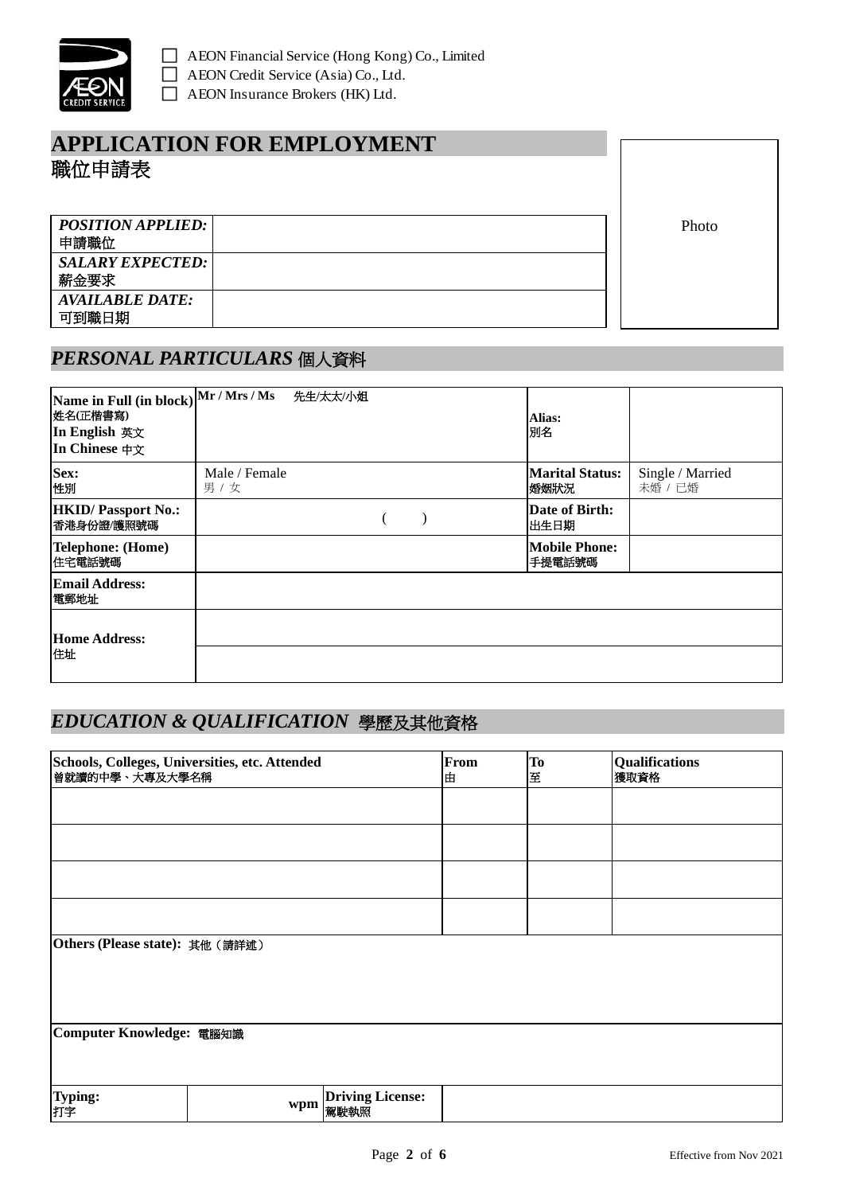- ☐ AEON Financial Service (Hong Kong) Co., Limited
- ☐ AEON Credit Service (Asia) Co., Ltd.
- ☐ AEON Insurance Brokers (HK) Ltd.

# APPLICATION FOR EMPLOYMENT
# 職位申請表

| | |
|---|---|
| ***POSITION APPLIED:*** 申請職位 | |
| ***SALARY EXPECTED:*** 薪金要求 | |
| ***AVAILABLE DATE:*** 可到職日期 | |

Photo

## *PERSONAL PARTICULARS* 個人資料

| | | | |
|---|---|---|---|
| **Name in Full (in block)** 姓名(正楷書寫) **In English** 英文 **In Chinese** 中文 | **Mr / Mrs / Ms** 先生/太太/小姐 | **Alias:** 別名 | |
| **Sex:** 性別 | Male / Female 男 / 女 | **Marital Status:** 婚姻狀況 | Single / Married 未婚 / 已婚 |
| **HKID/ Passport No.:** 香港身份證/護照號碼 | (   ) | **Date of Birth:** 出生日期 | |
| **Telephone: (Home)** 住宅電話號碼 | | **Mobile Phone:** 手提電話號碼 | |
| **Email Address:** 電郵地址 | | | |
| **Home Address:** 住址 | | | |

## *EDUCATION & QUALIFICATION* 學歷及其他資格

| **Schools, Colleges, Universities, etc. Attended** 曾就讀的中學、大專及大學名稱 | **From** 由 | **To** 至 | **Qualifications** 獲取資格 |
|---|---|---|---|
| | | | |
| | | | |
| | | | |
| | | | |

**Others (Please state):** 其他（請詳述）

**Computer Knowledge:** 電腦知識

| | | | |
|---|---|---|---|
| **Typing:** 打字 | **wpm** | **Driving License:** 駕駛執照 | |

Effective from Nov 2021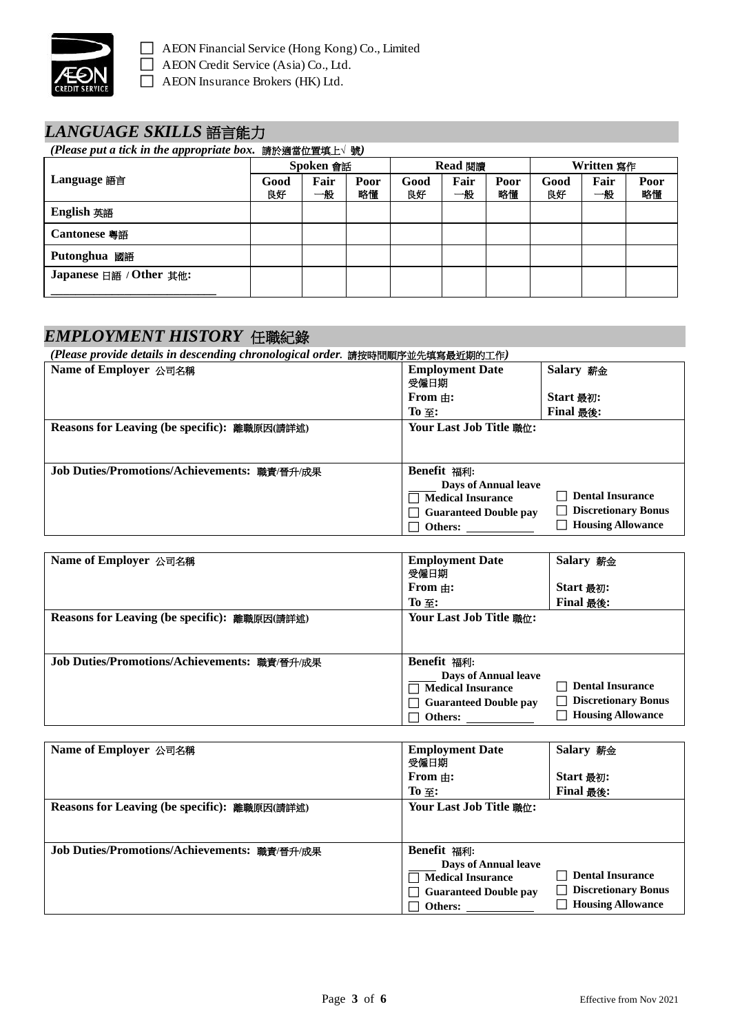☐ AEON Financial Service (Hong Kong) Co., Limited
☐ AEON Credit Service (Asia) Co., Ltd.
☐ AEON Insurance Brokers (HK) Ltd.

## *LANGUAGE SKILLS* 語言能力

***(Please put a tick in the appropriate box.*** 請於適當位置填上√ 號***)***

| Language 語言 | Spoken 會話 | | | Read 閱讀 | | | Written 寫作 | | |
|---|---|---|---|---|---|---|---|---|---|
| | Good 良好 | Fair 一般 | Poor 略懂 | Good 良好 | Fair 一般 | Poor 略懂 | Good 良好 | Fair 一般 | Poor 略懂 |
| **English** 英語 | | | | | | | | | |
| **Cantonese** 粵語 | | | | | | | | | |
| **Putonghua** 國語 | | | | | | | | | |
| **Japanese** 日語 **/ Other** 其他: ____________ | | | | | | | | | |

## *EMPLOYMENT HISTORY* 任職紀錄

***(Please provide details in descending chronological order.*** 請按時間順序並先填寫最近期的工作***)***

| **Name of Employer** 公司名稱 | **Employment Date** 受僱日期<br>**From** 由:<br>**To** 至: | **Salary** 薪金<br>**Start** 最初:<br>**Final** 最後: |
|---|---|---|
| **Reasons for Leaving (be specific):** 離職原因(請詳述) | **Your Last Job Title** 職位: | |
| **Job Duties/Promotions/Achievements:** 職責/晉升/成果 | **Benefit** 福利:<br>_____ **Days of Annual leave**<br>☐ **Medical Insurance**<br>☐ **Guaranteed Double pay**<br>☐ **Others:** ____________ | ☐ **Dental Insurance**<br>☐ **Discretionary Bonus**<br>☐ **Housing Allowance** |

| **Name of Employer** 公司名稱 | **Employment Date** 受僱日期<br>**From** 由:<br>**To** 至: | **Salary** 薪金<br>**Start** 最初:<br>**Final** 最後: |
|---|---|---|
| **Reasons for Leaving (be specific):** 離職原因(請詳述) | **Your Last Job Title** 職位: | |
| **Job Duties/Promotions/Achievements:** 職責/晉升/成果 | **Benefit** 福利:<br>_____ **Days of Annual leave**<br>☐ **Medical Insurance**<br>☐ **Guaranteed Double pay**<br>☐ **Others:** ____________ | ☐ **Dental Insurance**<br>☐ **Discretionary Bonus**<br>☐ **Housing Allowance** |

| **Name of Employer** 公司名稱 | **Employment Date** 受僱日期<br>**From** 由:<br>**To** 至: | **Salary** 薪金<br>**Start** 最初:<br>**Final** 最後: |
|---|---|---|
| **Reasons for Leaving (be specific):** 離職原因(請詳述) | **Your Last Job Title** 職位: | |
| **Job Duties/Promotions/Achievements:** 職責/晉升/成果 | **Benefit** 福利:<br>_____ **Days of Annual leave**<br>☐ **Medical Insurance**<br>☐ **Guaranteed Double pay**<br>☐ **Others:** ____________ | ☐ **Dental Insurance**<br>☐ **Discretionary Bonus**<br>☐ **Housing Allowance** |

Effective from Nov 2021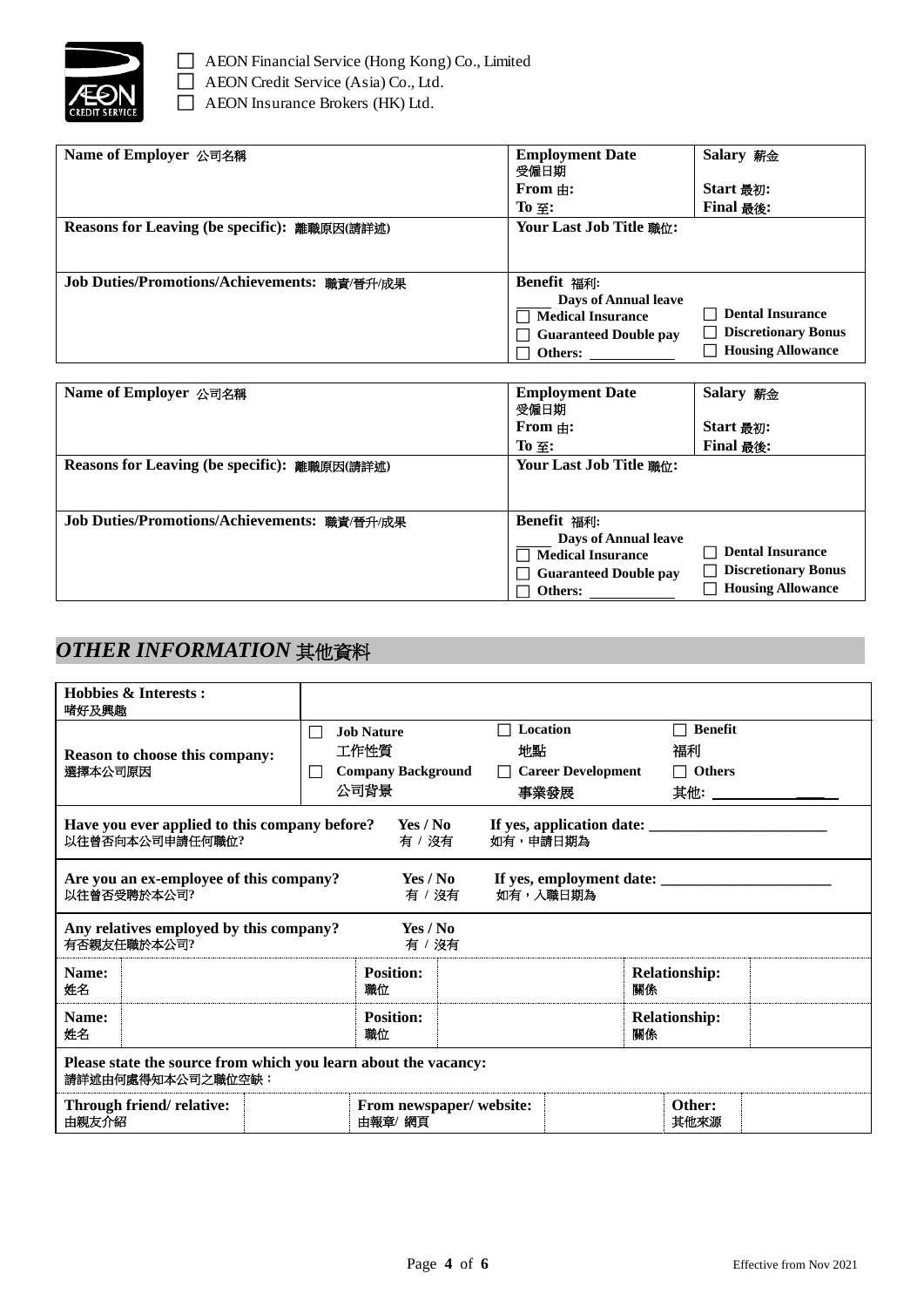- ☐ AEON Financial Service (Hong Kong) Co., Limited
- ☐ AEON Credit Service (Asia) Co., Ltd.
- ☐ AEON Insurance Brokers (HK) Ltd.

| **Name of Employer** 公司名稱 | **Employment Date** 受僱日期<br>**From** 由:<br>**To** 至: | **Salary** 薪金<br>**Start** 最初:<br>**Final** 最後: |
|---|---|---|
| **Reasons for Leaving (be specific):** 離職原因(請詳述) | **Your Last Job Title** 職位: | |
| **Job Duties/Promotions/Achievements:** 職責/晉升/成果 | **Benefit** 福利:<br>_____ **Days of Annual leave**<br>☐ **Medical Insurance**<br>☐ **Guaranteed Double pay**<br>☐ **Others:** ___________ | ☐ **Dental Insurance**<br>☐ **Discretionary Bonus**<br>☐ **Housing Allowance** |

| **Name of Employer** 公司名稱 | **Employment Date** 受僱日期<br>**From** 由:<br>**To** 至: | **Salary** 薪金<br>**Start** 最初:<br>**Final** 最後: |
|---|---|---|
| **Reasons for Leaving (be specific):** 離職原因(請詳述) | **Your Last Job Title** 職位: | |
| **Job Duties/Promotions/Achievements:** 職責/晉升/成果 | **Benefit** 福利:<br>_____ **Days of Annual leave**<br>☐ **Medical Insurance**<br>☐ **Guaranteed Double pay**<br>☐ **Others:** ___________ | ☐ **Dental Insurance**<br>☐ **Discretionary Bonus**<br>☐ **Housing Allowance** |

## *OTHER INFORMATION* 其他資料

| **Hobbies & Interests :** 嗜好及興趣 | | | |
|---|---|---|---|
| **Reason to choose this company:** 選擇本公司原因 | ☐ **Job Nature** 工作性質<br>☐ **Company Background** 公司背景 | ☐ **Location** 地點<br>☐ **Career Development** 事業發展 | ☐ **Benefit** 福利<br>☐ **Others** 其他: ___________ |

**Have you ever applied to this company before?** 以往曾否向本公司申請任何職位? **Yes / No** 有 / 沒有 **If yes, application date:** ______________________ 如有，申請日期為

**Are you an ex-employee of this company?** 以往曾否受聘於本公司? **Yes / No** 有 / 沒有 **If yes, employment date:** ______________________ 如有，入職日期為

**Any relatives employed by this company?** 有否親友任職於本公司? **Yes / No** 有 / 沒有

| **Name:** 姓名 | | **Position:** 職位 | | **Relationship:** 關係 | |
|---|---|---|---|---|---|
| **Name:** 姓名 | | **Position:** 職位 | | **Relationship:** 關係 | |

**Please state the source from which you learn about the vacancy:**
請詳述由何處得知本公司之職位空缺：

| **Through friend/ relative:** 由親友介紹 | | **From newspaper/ website:** 由報章/ 網頁 | | **Other:** 其他來源 | |
|---|---|---|---|---|---|

Effective from Nov 2021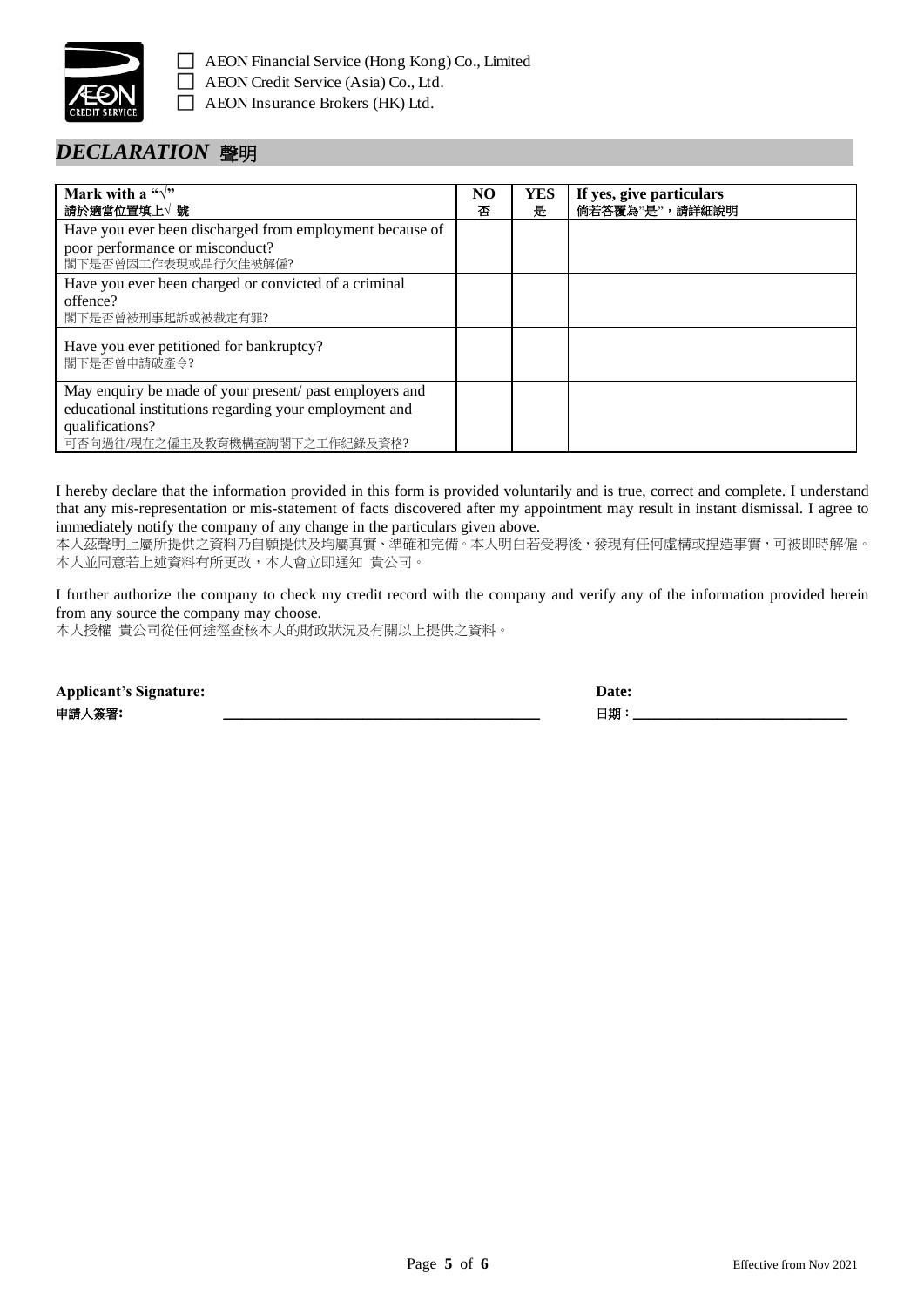☐ AEON Financial Service (Hong Kong) Co., Limited
☐ AEON Credit Service (Asia) Co., Ltd.
☐ AEON Insurance Brokers (HK) Ltd.

## *DECLARATION* 聲明

| **Mark with a "√"**<br>**請於適當位置填上√ 號** | **NO**<br>**否** | **YES**<br>**是** | **If yes, give particulars**<br>**倘若答覆為"是"，請詳細說明** |
|---|---|---|---|
| Have you ever been discharged from employment because of poor performance or misconduct?<br>閣下是否曾因工作表現或品行欠佳被解僱? | | | |
| Have you ever been charged or convicted of a criminal offence?<br>閣下是否曾被刑事起訴或被裁定有罪? | | | |
| Have you ever petitioned for bankruptcy?<br>閣下是否曾申請破產令? | | | |
| May enquiry be made of your present/ past employers and educational institutions regarding your employment and qualifications?<br>可否向過往/現在之僱主及教育機構查詢閣下之工作紀錄及資格? | | | |

I hereby declare that the information provided in this form is provided voluntarily and is true, correct and complete. I understand that any mis-representation or mis-statement of facts discovered after my appointment may result in instant dismissal. I agree to immediately notify the company of any change in the particulars given above.
本人茲聲明上屬所提供之資料乃自願提供及均屬真實、準確和完備。本人明白若受聘後，發現有任何虛構或捏造事實，可被即時解僱。本人並同意若上述資料有所更改，本人會立即通知 貴公司。

I further authorize the company to check my credit record with the company and verify any of the information provided herein from any source the company may choose.
本人授權 貴公司從任何途徑查核本人的財政狀況及有關以上提供之資料。

**Applicant's Signature:**
**申請人簽署:** ________________________________________

**Date:**
**日期：** ____________________________

Effective from Nov 2021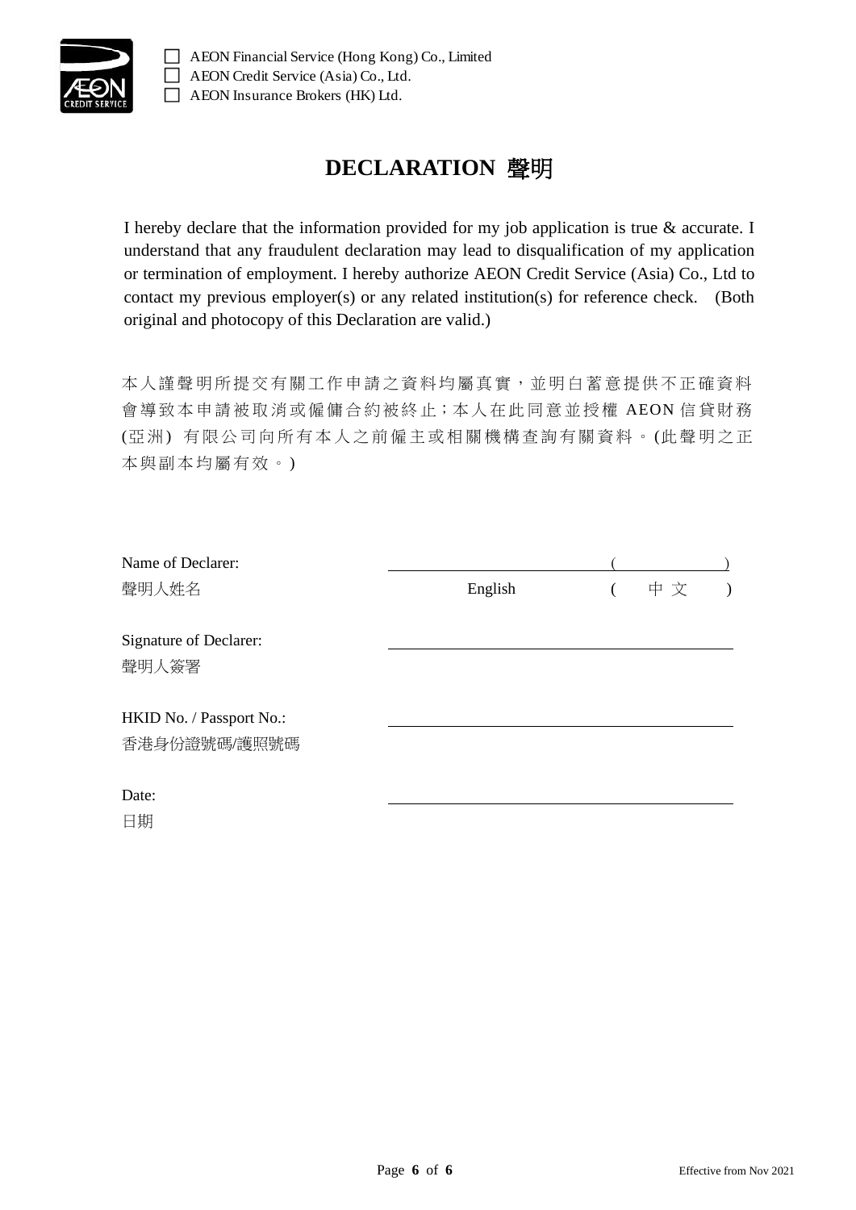☐ AEON Financial Service (Hong Kong) Co., Limited
☐ AEON Credit Service (Asia) Co., Ltd.
☐ AEON Insurance Brokers (HK) Ltd.

# DECLARATION 聲明

I hereby declare that the information provided for my job application is true & accurate. I understand that any fraudulent declaration may lead to disqualification of my application or termination of employment. I hereby authorize AEON Credit Service (Asia) Co., Ltd to contact my previous employer(s) or any related institution(s) for reference check. (Both original and photocopy of this Declaration are valid.)

本人謹聲明所提交有關工作申請之資料均屬真實，並明白蓄意提供不正確資料會導致本申請被取消或僱傭合約被終止；本人在此同意並授權 AEON 信貸財務(亞洲) 有限公司向所有本人之前僱主或相關機構查詢有關資料。(此聲明之正本與副本均屬有效。)

Name of Declarer:
聲明人姓名 ______________________ English ( ____________ 中文 )

Signature of Declarer:
聲明人簽署 ______________________

HKID No. / Passport No.:
香港身份證號碼/護照號碼 ______________________

Date:
日期 ______________________

Effective from Nov 2021